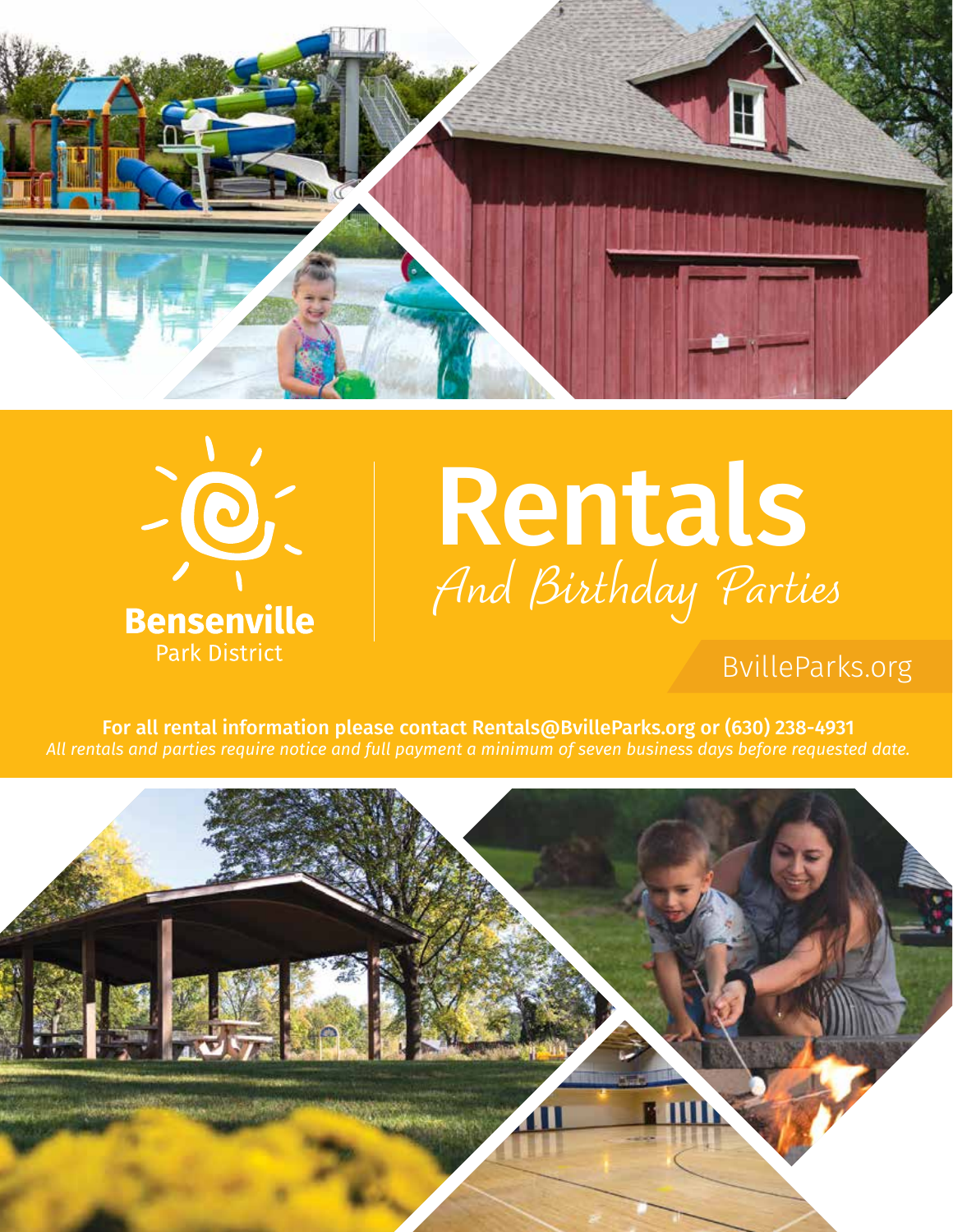**Bensenville**
Park District

# Rentals
## And Birthday Parties

BvilleParks.org

**For all rental information please contact Rentals@BvilleParks.org or (630) 238-4931**
*All rentals and parties require notice and full payment a minimum of seven business days before requested date.*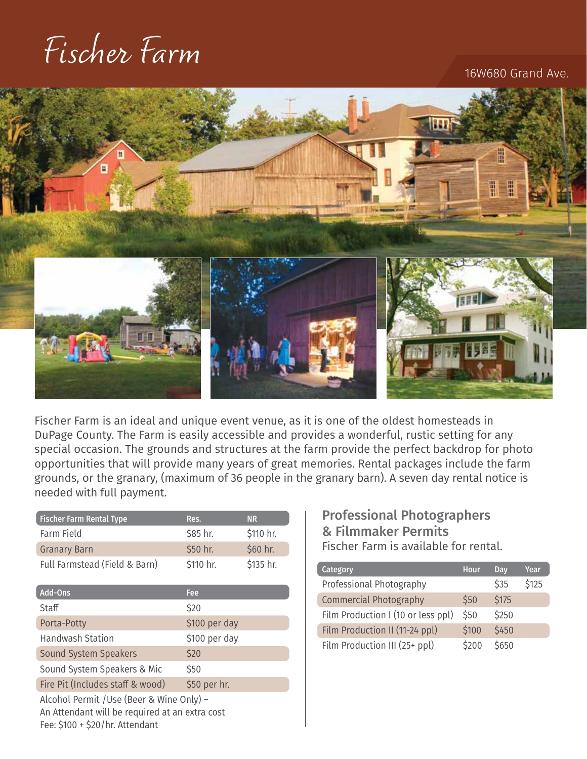# Fischer Farm

16W680 Grand Ave.

Fischer Farm is an ideal and unique event venue, as it is one of the oldest homesteads in DuPage County. The Farm is easily accessible and provides a wonderful, rustic setting for any special occasion. The grounds and structures at the farm provide the perfect backdrop for photo opportunities that will provide many years of great memories. Rental packages include the farm grounds, or the granary, (maximum of 36 people in the granary barn). A seven day rental notice is needed with full payment.

| Fischer Farm Rental Type | Res. | NR |
|---|---|---|
| Farm Field | $85 hr. | $110 hr. |
| Granary Barn | $50 hr. | $60 hr. |
| Full Farmstead (Field & Barn) | $110 hr. | $135 hr. |

| Add-Ons | Fee |
|---|---|
| Staff | $20 |
| Porta-Potty | $100 per day |
| Handwash Station | $100 per day |
| Sound System Speakers | $20 |
| Sound System Speakers & Mic | $50 |
| Fire Pit (Includes staff & wood) | $50 per hr. |

Alcohol Permit /Use (Beer & Wine Only) –
An Attendant will be required at an extra cost
Fee: $100 + $20/hr. Attendant

## Professional Photographers & Filmmaker Permits

Fischer Farm is available for rental.

| Category | Hour | Day | Year |
|---|---|---|---|
| Professional Photography | | $35 | $125 |
| Commercial Photography | $50 | $175 | |
| Film Production I (10 or less ppl) | $50 | $250 | |
| Film Production II (11-24 ppl) | $100 | $450 | |
| Film Production III (25+ ppl) | $200 | $650 | |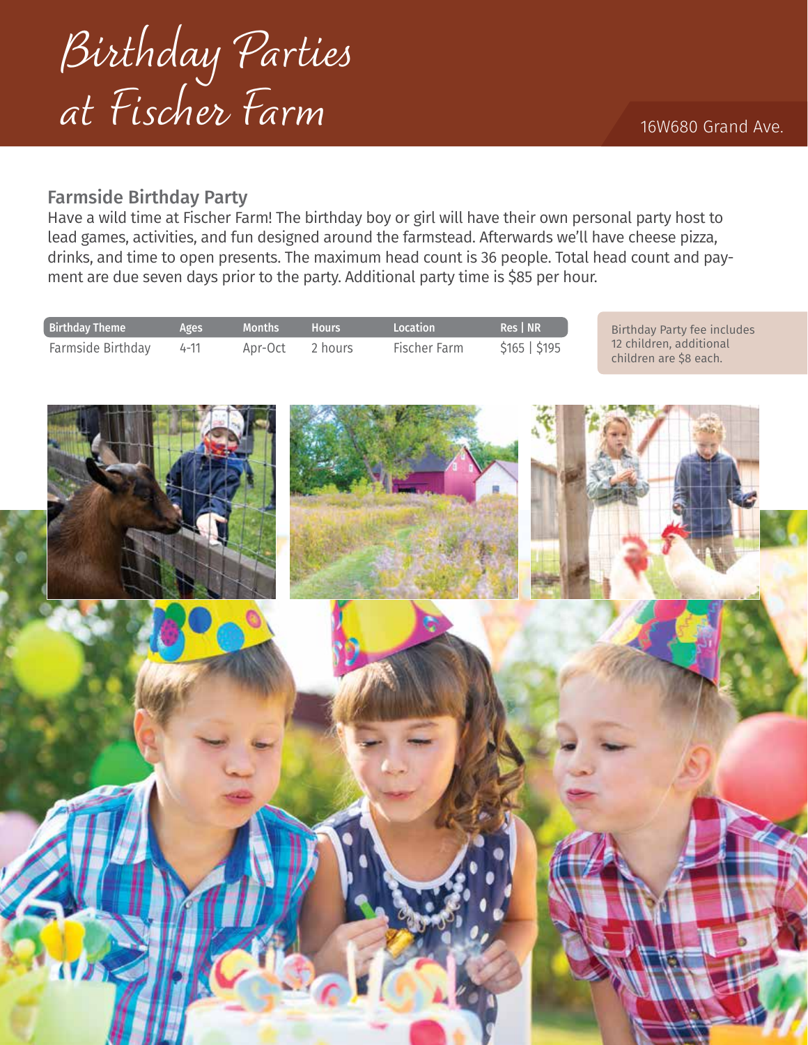# Birthday Parties at Fischer Farm

16W680 Grand Ave.

## Farmside Birthday Party

Have a wild time at Fischer Farm! The birthday boy or girl will have their own personal party host to lead games, activities, and fun designed around the farmstead. Afterwards we'll have cheese pizza, drinks, and time to open presents. The maximum head count is 36 people. Total head count and payment are due seven days prior to the party. Additional party time is $85 per hour.

| Birthday Theme | Ages | Months | Hours | Location | Res \| NR |
|---|---|---|---|---|---|
| Farmside Birthday | 4-11 | Apr-Oct | 2 hours | Fischer Farm | $165 \| $195 |

Birthday Party fee includes 12 children, additional children are $8 each.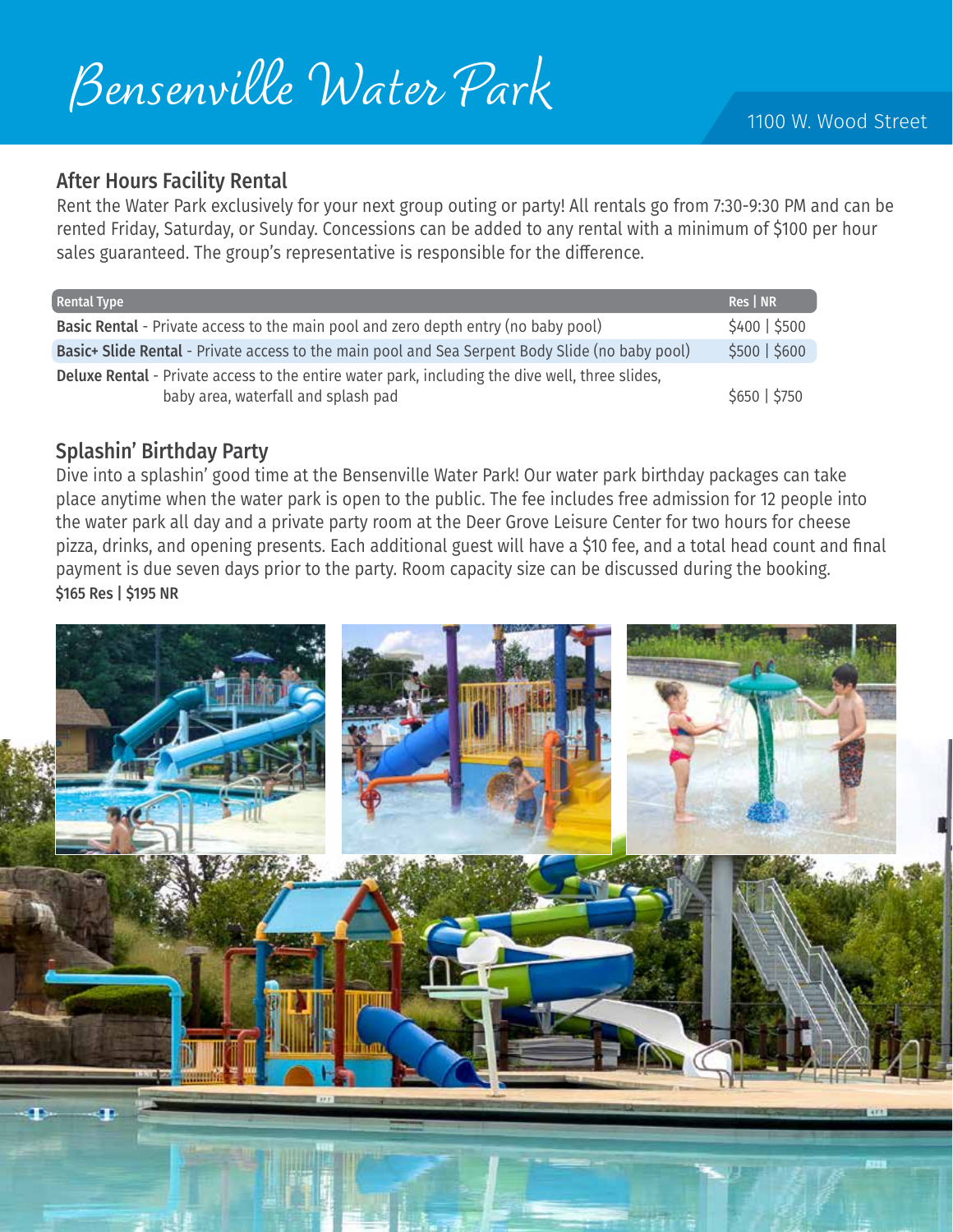# Bensenville Water Park

1100 W. Wood Street

## After Hours Facility Rental

Rent the Water Park exclusively for your next group outing or party! All rentals go from 7:30-9:30 PM and can be rented Friday, Saturday, or Sunday. Concessions can be added to any rental with a minimum of $100 per hour sales guaranteed. The group's representative is responsible for the difference.

| Rental Type | Res \| NR |
|---|---|
| **Basic Rental** - Private access to the main pool and zero depth entry (no baby pool) | $400 \| $500 |
| **Basic+ Slide Rental** - Private access to the main pool and Sea Serpent Body Slide (no baby pool) | $500 \| $600 |
| **Deluxe Rental** - Private access to the entire water park, including the dive well, three slides, baby area, waterfall and splash pad | $650 \| $750 |

## Splashin' Birthday Party

Dive into a splashin' good time at the Bensenville Water Park! Our water park birthday packages can take place anytime when the water park is open to the public. The fee includes free admission for 12 people into the water park all day and a private party room at the Deer Grove Leisure Center for two hours for cheese pizza, drinks, and opening presents. Each additional guest will have a $10 fee, and a total head count and final payment is due seven days prior to the party. Room capacity size can be discussed during the booking.

**$165 Res | $195 NR**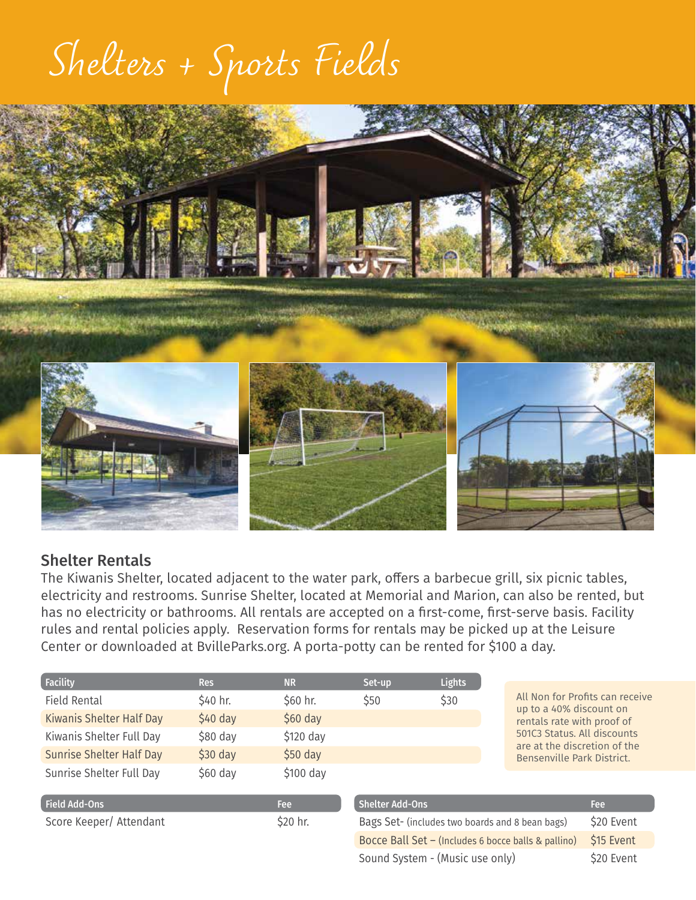# Shelters + Sports Fields

## Shelter Rentals

The Kiwanis Shelter, located adjacent to the water park, offers a barbecue grill, six picnic tables, electricity and restrooms. Sunrise Shelter, located at Memorial and Marion, can also be rented, but has no electricity or bathrooms. All rentals are accepted on a first-come, first-serve basis. Facility rules and rental policies apply. Reservation forms for rentals may be picked up at the Leisure Center or downloaded at BvilleParks.org. A porta-potty can be rented for $100 a day.

| Facility | Res | NR | Set-up | Lights |
|---|---|---|---|---|
| Field Rental | $40 hr. | $60 hr. | $50 | $30 |
| Kiwanis Shelter Half Day | $40 day | $60 day | | |
| Kiwanis Shelter Full Day | $80 day | $120 day | | |
| Sunrise Shelter Half Day | $30 day | $50 day | | |
| Sunrise Shelter Full Day | $60 day | $100 day | | |

All Non for Profits can receive up to a 40% discount on rentals rate with proof of 501C3 Status. All discounts are at the discretion of the Bensenville Park District.

| Field Add-Ons | Fee |
|---|---|
| Score Keeper/ Attendant | $20 hr. |

| Shelter Add-Ons | Fee |
|---|---|
| Bags Set- (includes two boards and 8 bean bags) | $20 Event |
| Bocce Ball Set – (Includes 6 bocce balls & pallino) | $15 Event |
| Sound System - (Music use only) | $20 Event |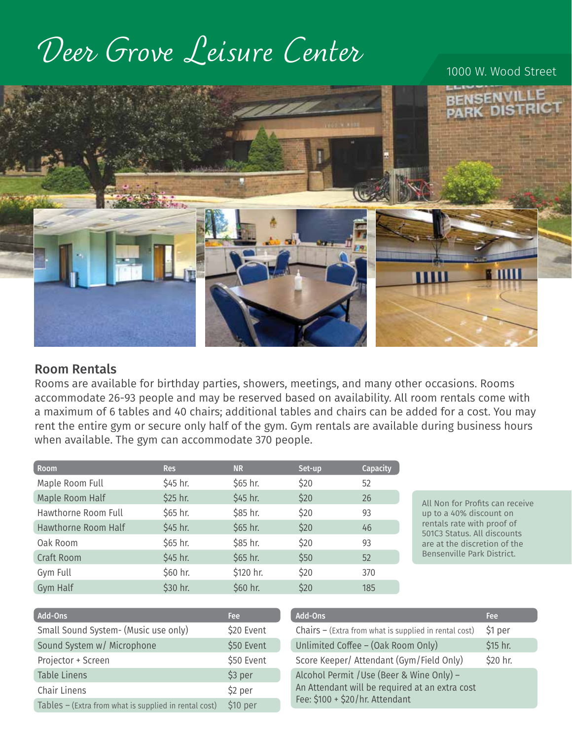# Deer Grove Leisure Center

1000 W. Wood Street

## Room Rentals

Rooms are available for birthday parties, showers, meetings, and many other occasions. Rooms accommodate 26-93 people and may be reserved based on availability. All room rentals come with a maximum of 6 tables and 40 chairs; additional tables and chairs can be added for a cost. You may rent the entire gym or secure only half of the gym. Gym rentals are available during business hours when available. The gym can accommodate 370 people.

| Room | Res | NR | Set-up | Capacity |
|---|---|---|---|---|
| Maple Room Full | $45 hr. | $65 hr. | $20 | 52 |
| Maple Room Half | $25 hr. | $45 hr. | $20 | 26 |
| Hawthorne Room Full | $65 hr. | $85 hr. | $20 | 93 |
| Hawthorne Room Half | $45 hr. | $65 hr. | $20 | 46 |
| Oak Room | $65 hr. | $85 hr. | $20 | 93 |
| Craft Room | $45 hr. | $65 hr. | $50 | 52 |
| Gym Full | $60 hr. | $120 hr. | $20 | 370 |
| Gym Half | $30 hr. | $60 hr. | $20 | 185 |

All Non for Profits can receive up to a 40% discount on rentals rate with proof of 501C3 Status. All discounts are at the discretion of the Bensenville Park District.

| Add-Ons | Fee |
|---|---|
| Small Sound System- (Music use only) | $20 Event |
| Sound System w/ Microphone | $50 Event |
| Projector + Screen | $50 Event |
| Table Linens | $3 per |
| Chair Linens | $2 per |
| Tables – (Extra from what is supplied in rental cost) | $10 per |

| Add-Ons | Fee |
|---|---|
| Chairs – (Extra from what is supplied in rental cost) | $1 per |
| Unlimited Coffee – (Oak Room Only) | $15 hr. |
| Score Keeper/ Attendant (Gym/Field Only) | $20 hr. |
| Alcohol Permit /Use (Beer & Wine Only) – An Attendant will be required at an extra cost Fee: $100 + $20/hr. Attendant | |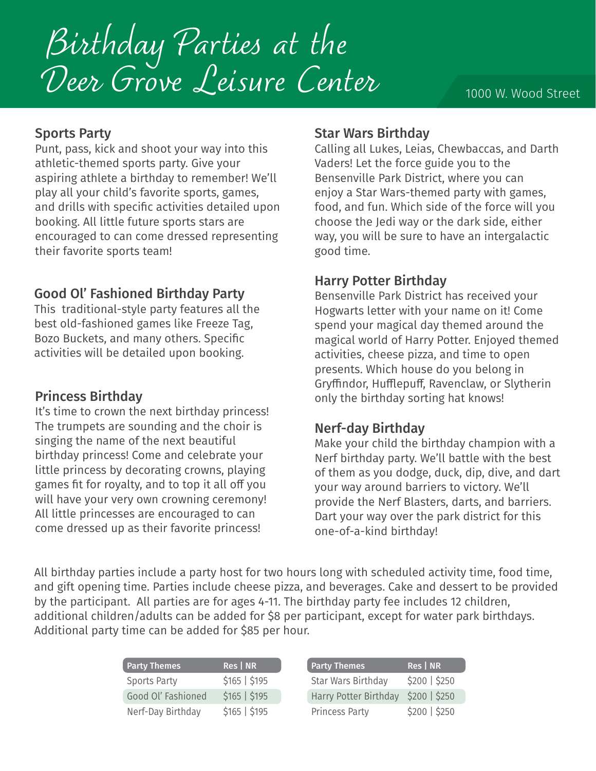# Birthday Parties at the Deer Grove Leisure Center

1000 W. Wood Street

### Sports Party

Punt, pass, kick and shoot your way into this athletic-themed sports party. Give your aspiring athlete a birthday to remember! We'll play all your child's favorite sports, games, and drills with specific activities detailed upon booking. All little future sports stars are encouraged to can come dressed representing their favorite sports team!

### Good Ol' Fashioned Birthday Party

This traditional-style party features all the best old-fashioned games like Freeze Tag, Bozo Buckets, and many others. Specific activities will be detailed upon booking.

### Princess Birthday

It's time to crown the next birthday princess! The trumpets are sounding and the choir is singing the name of the next beautiful birthday princess! Come and celebrate your little princess by decorating crowns, playing games fit for royalty, and to top it all off you will have your very own crowning ceremony! All little princesses are encouraged to can come dressed up as their favorite princess!

### Star Wars Birthday

Calling all Lukes, Leias, Chewbaccas, and Darth Vaders! Let the force guide you to the Bensenville Park District, where you can enjoy a Star Wars-themed party with games, food, and fun. Which side of the force will you choose the Jedi way or the dark side, either way, you will be sure to have an intergalactic good time.

### Harry Potter Birthday

Bensenville Park District has received your Hogwarts letter with your name on it! Come spend your magical day themed around the magical world of Harry Potter. Enjoyed themed activities, cheese pizza, and time to open presents. Which house do you belong in Gryffindor, Hufflepuff, Ravenclaw, or Slytherin only the birthday sorting hat knows!

### Nerf-day Birthday

Make your child the birthday champion with a Nerf birthday party. We'll battle with the best of them as you dodge, duck, dip, dive, and dart your way around barriers to victory. We'll provide the Nerf Blasters, darts, and barriers. Dart your way over the park district for this one-of-a-kind birthday!

All birthday parties include a party host for two hours long with scheduled activity time, food time, and gift opening time. Parties include cheese pizza, and beverages. Cake and dessert to be provided by the participant. All parties are for ages 4-11. The birthday party fee includes 12 children, additional children/adults can be added for $8 per participant, except for water park birthdays. Additional party time can be added for $85 per hour.

| Party Themes | Res \| NR |
|---|---|
| Sports Party | $165 \| $195 |
| Good Ol' Fashioned | $165 \| $195 |
| Nerf-Day Birthday | $165 \| $195 |

| Party Themes | Res \| NR |
|---|---|
| Star Wars Birthday | $200 \| $250 |
| Harry Potter Birthday | $200 \| $250 |
| Princess Party | $200 \| $250 |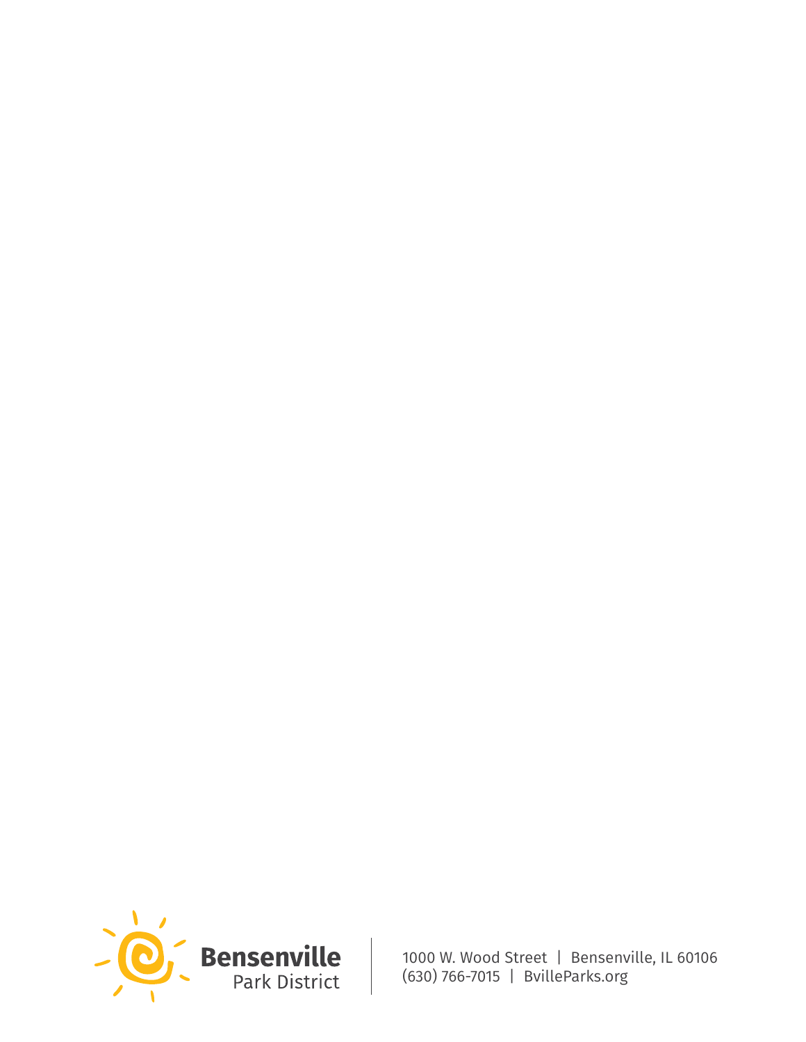**Bensenville**
Park District

1000 W. Wood Street | Bensenville, IL 60106
(630) 766-7015 | BvilleParks.org